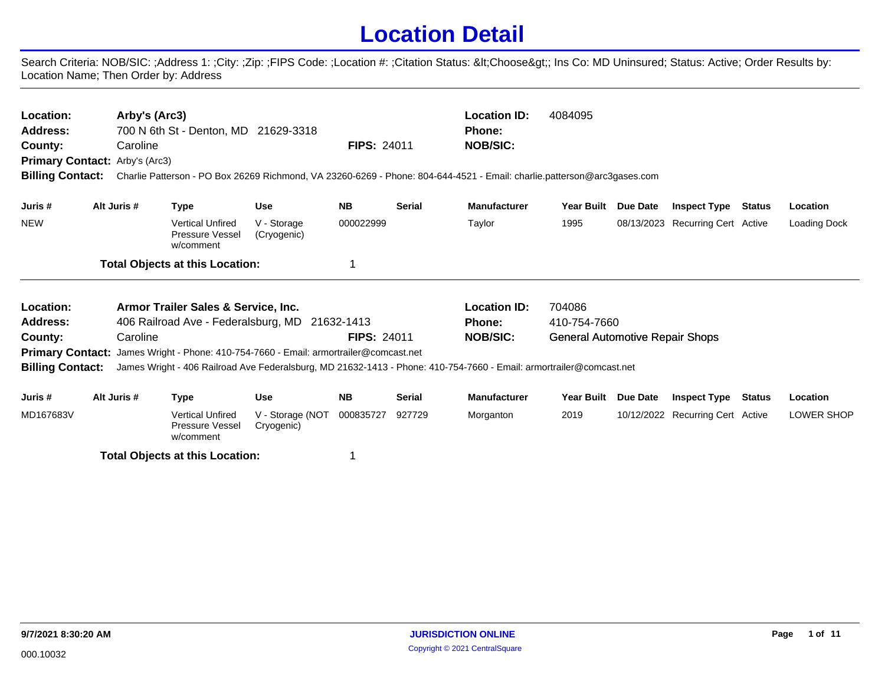# Location Detail

Search Criteria: NOB/SIC: ;Address 1: ;City: ;Zip: ;FIPS Code: ;Location #: ;Citation Status: &lt;Choose&gt;; Ins Co: MD Uninsured; Status: Active; Order Results by: Location Name; Then Order by: Address

---

**Location:** Arby's (Arc3)
**Location ID:** 4084095
**Address:** 700 N 6th St - Denton, MD 21629-3318
**Phone:**
**County:** Caroline
**FIPS:** 24011
**NOB/SIC:**
**Primary Contact:** Arby's (Arc3)
**Billing Contact:** Charlie Patterson - PO Box 26269 Richmond, VA 23260-6269 - Phone: 804-644-4521 - Email: charlie.patterson@arc3gases.com

| Juris # | Alt Juris # | Type | Use | NB | Serial | Manufacturer | Year Built | Due Date | Inspect Type | Status | Location |
|---|---|---|---|---|---|---|---|---|---|---|---|
| NEW | | Vertical Unfired Pressure Vessel w/comment | V - Storage (Cryogenic) | 000022999 | | Taylor | 1995 | 08/13/2023 | Recurring Cert | Active | Loading Dock |

**Total Objects at this Location:** 1

---

**Location:** Armor Trailer Sales & Service, Inc.
**Location ID:** 704086
**Address:** 406 Railroad Ave - Federalsburg, MD 21632-1413
**Phone:** 410-754-7660
**County:** Caroline
**FIPS:** 24011
**NOB/SIC:** General Automotive Repair Shops
**Primary Contact:** James Wright - Phone: 410-754-7660 - Email: armortrailer@comcast.net
**Billing Contact:** James Wright - 406 Railroad Ave Federalsburg, MD 21632-1413 - Phone: 410-754-7660 - Email: armortrailer@comcast.net

| Juris # | Alt Juris # | Type | Use | NB | Serial | Manufacturer | Year Built | Due Date | Inspect Type | Status | Location |
|---|---|---|---|---|---|---|---|---|---|---|---|
| MD167683V | | Vertical Unfired Pressure Vessel w/comment | V - Storage (NOT Cryogenic) | 000835727 | 927729 | Morganton | 2019 | 10/12/2022 | Recurring Cert | Active | LOWER SHOP |

**Total Objects at this Location:** 1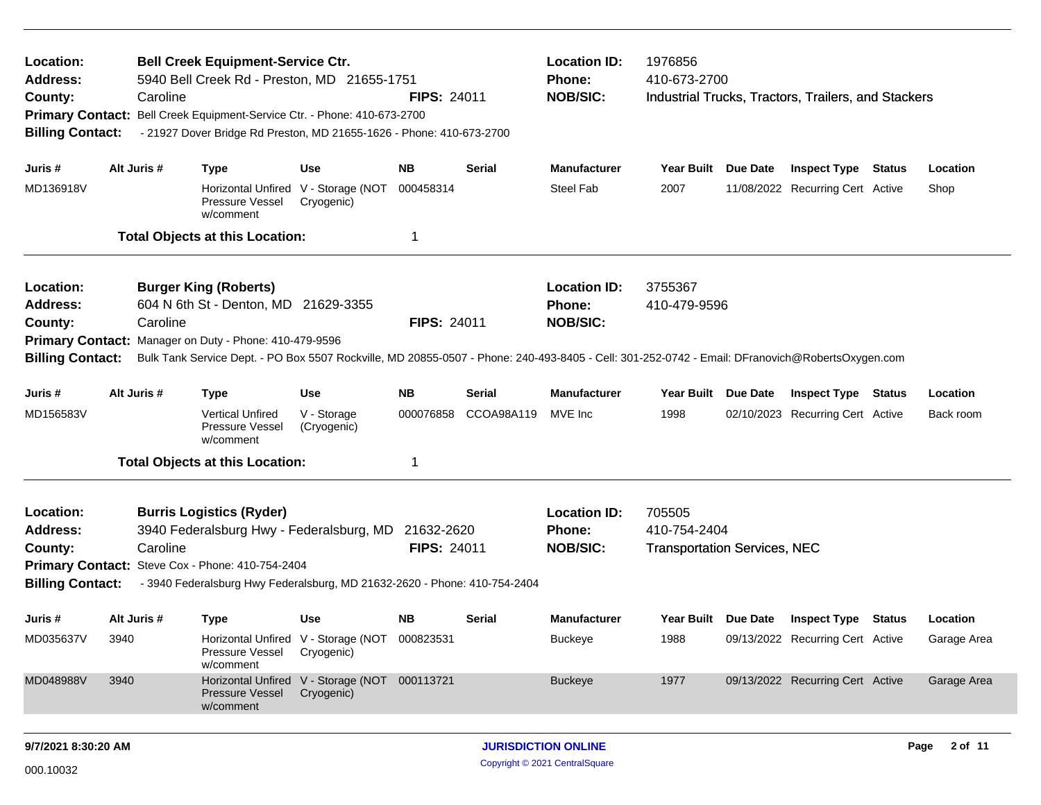**Location:** Bell Creek Equipment-Service Ctr.
**Address:** 5940 Bell Creek Rd - Preston, MD 21655-1751
**County:** Caroline **FIPS:** 24011
**Location ID:** 1976856
**Phone:** 410-673-2700
**NOB/SIC:** Industrial Trucks, Tractors, Trailers, and Stackers
**Primary Contact:** Bell Creek Equipment-Service Ctr. - Phone: 410-673-2700
**Billing Contact:** - 21927 Dover Bridge Rd Preston, MD 21655-1626 - Phone: 410-673-2700

| Juris # | Alt Juris # | Type | Use | NB | Serial | Manufacturer | Year Built | Due Date | Inspect Type | Status | Location |
|---|---|---|---|---|---|---|---|---|---|---|---|
| MD136918V | | Horizontal Unfired Pressure Vessel w/comment | V - Storage (NOT Cryogenic) | 000458314 | | Steel Fab | 2007 | 11/08/2022 | Recurring Cert | Active | Shop |

**Total Objects at this Location:** 1

---

**Location:** Burger King (Roberts)
**Address:** 604 N 6th St - Denton, MD 21629-3355
**County:** Caroline **FIPS:** 24011
**Location ID:** 3755367
**Phone:** 410-479-9596
**NOB/SIC:**
**Primary Contact:** Manager on Duty - Phone: 410-479-9596
**Billing Contact:** Bulk Tank Service Dept. - PO Box 5507 Rockville, MD 20855-0507 - Phone: 240-493-8405 - Cell: 301-252-0742 - Email: DFranovich@RobertsOxygen.com

| Juris # | Alt Juris # | Type | Use | NB | Serial | Manufacturer | Year Built | Due Date | Inspect Type | Status | Location |
|---|---|---|---|---|---|---|---|---|---|---|---|
| MD156583V | | Vertical Unfired Pressure Vessel w/comment | V - Storage (Cryogenic) | 000076858 | CCOA98A119 | MVE Inc | 1998 | 02/10/2023 | Recurring Cert | Active | Back room |

**Total Objects at this Location:** 1

---

**Location:** Burris Logistics (Ryder)
**Address:** 3940 Federalsburg Hwy - Federalsburg, MD 21632-2620
**County:** Caroline **FIPS:** 24011
**Location ID:** 705505
**Phone:** 410-754-2404
**NOB/SIC:** Transportation Services, NEC
**Primary Contact:** Steve Cox - Phone: 410-754-2404
**Billing Contact:** - 3940 Federalsburg Hwy Federalsburg, MD 21632-2620 - Phone: 410-754-2404

| Juris # | Alt Juris # | Type | Use | NB | Serial | Manufacturer | Year Built | Due Date | Inspect Type | Status | Location |
|---|---|---|---|---|---|---|---|---|---|---|---|
| MD035637V | 3940 | Horizontal Unfired Pressure Vessel w/comment | V - Storage (NOT Cryogenic) | 000823531 | | Buckeye | 1988 | 09/13/2022 | Recurring Cert | Active | Garage Area |
| MD048988V | 3940 | Horizontal Unfired Pressure Vessel w/comment | V - Storage (NOT Cryogenic) | 000113721 | | Buckeye | 1977 | 09/13/2022 | Recurring Cert | Active | Garage Area |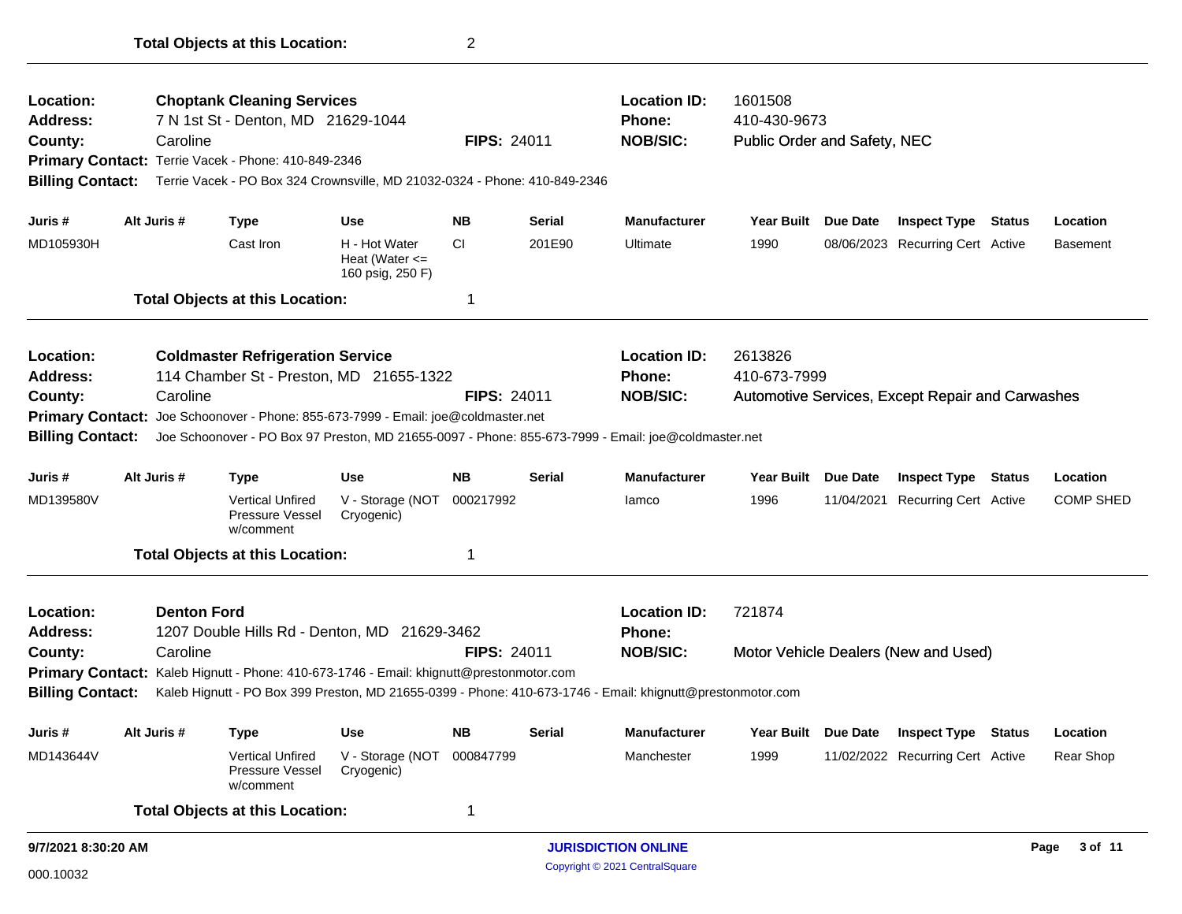**Total Objects at this Location:** 2

---

**Location:** **Choptank Cleaning Services**
**Address:** 7 N 1st St - Denton, MD 21629-1044
**County:** Caroline **FIPS:** 24011
**Location ID:** 1601508
**Phone:** 410-430-9673
**NOB/SIC:** Public Order and Safety, NEC
**Primary Contact:** Terrie Vacek - Phone: 410-849-2346
**Billing Contact:** Terrie Vacek - PO Box 324 Crownsville, MD 21032-0324 - Phone: 410-849-2346

| Juris # | Alt Juris # | Type | Use | NB | Serial | Manufacturer | Year Built | Due Date | Inspect Type | Status | Location |
|---|---|---|---|---|---|---|---|---|---|---|---|
| MD105930H | | Cast Iron | H - Hot Water Heat (Water <= 160 psig, 250 F) | CI | 201E90 | Ultimate | 1990 | 08/06/2023 | Recurring Cert | Active | Basement |

**Total Objects at this Location:** 1

---

**Location:** **Coldmaster Refrigeration Service**
**Address:** 114 Chamber St - Preston, MD 21655-1322
**County:** Caroline **FIPS:** 24011
**Location ID:** 2613826
**Phone:** 410-673-7999
**NOB/SIC:** Automotive Services, Except Repair and Carwashes
**Primary Contact:** Joe Schoonover - Phone: 855-673-7999 - Email: joe@coldmaster.net
**Billing Contact:** Joe Schoonover - PO Box 97 Preston, MD 21655-0097 - Phone: 855-673-7999 - Email: joe@coldmaster.net

| Juris # | Alt Juris # | Type | Use | NB | Serial | Manufacturer | Year Built | Due Date | Inspect Type | Status | Location |
|---|---|---|---|---|---|---|---|---|---|---|---|
| MD139580V | | Vertical Unfired Pressure Vessel w/comment | V - Storage (NOT Cryogenic) | 000217992 | | Iamco | 1996 | 11/04/2021 | Recurring Cert | Active | COMP SHED |

**Total Objects at this Location:** 1

---

**Location:** **Denton Ford**
**Address:** 1207 Double Hills Rd - Denton, MD 21629-3462
**County:** Caroline **FIPS:** 24011
**Location ID:** 721874
**Phone:**
**NOB/SIC:** Motor Vehicle Dealers (New and Used)
**Primary Contact:** Kaleb Hignutt - Phone: 410-673-1746 - Email: khignutt@prestonmotor.com
**Billing Contact:** Kaleb Hignutt - PO Box 399 Preston, MD 21655-0399 - Phone: 410-673-1746 - Email: khignutt@prestonmotor.com

| Juris # | Alt Juris # | Type | Use | NB | Serial | Manufacturer | Year Built | Due Date | Inspect Type | Status | Location |
|---|---|---|---|---|---|---|---|---|---|---|---|
| MD143644V | | Vertical Unfired Pressure Vessel w/comment | V - Storage (NOT Cryogenic) | 000847799 | | Manchester | 1999 | 11/02/2022 | Recurring Cert | Active | Rear Shop |

**Total Objects at this Location:** 1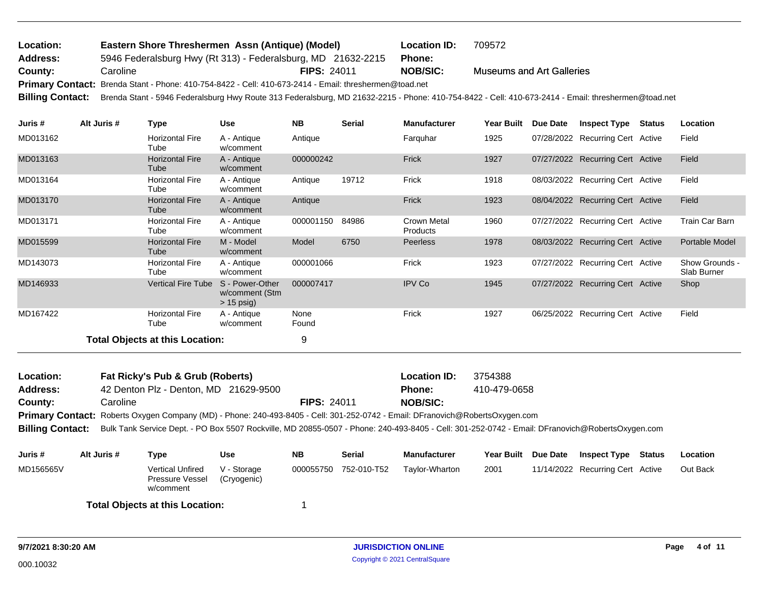**Location:** Eastern Shore Threshermen Assn (Antique) (Model) **Location ID:** 709572
**Address:** 5946 Federalsburg Hwy (Rt 313) - Federalsburg, MD 21632-2215 **Phone:**
**County:** Caroline **FIPS:** 24011 **NOB/SIC:** Museums and Art Galleries
**Primary Contact:** Brenda Stant - Phone: 410-754-8422 - Cell: 410-673-2414 - Email: threshermen@toad.net
**Billing Contact:** Brenda Stant - 5946 Federalsburg Hwy Route 313 Federalsburg, MD 21632-2215 - Phone: 410-754-8422 - Cell: 410-673-2414 - Email: threshermen@toad.net

| Juris # | Alt Juris # | Type | Use | NB | Serial | Manufacturer | Year Built | Due Date | Inspect Type | Status | Location |
|---|---|---|---|---|---|---|---|---|---|---|---|
| MD013162 | | Horizontal Fire Tube | A - Antique w/comment | Antique | | Farquhar | 1925 | 07/28/2022 | Recurring Cert | Active | Field |
| MD013163 | | Horizontal Fire Tube | A - Antique w/comment | 000000242 | | Frick | 1927 | 07/27/2022 | Recurring Cert | Active | Field |
| MD013164 | | Horizontal Fire Tube | A - Antique w/comment | Antique | 19712 | Frick | 1918 | 08/03/2022 | Recurring Cert | Active | Field |
| MD013170 | | Horizontal Fire Tube | A - Antique w/comment | Antique | | Frick | 1923 | 08/04/2022 | Recurring Cert | Active | Field |
| MD013171 | | Horizontal Fire Tube | A - Antique w/comment | 000001150 | 84986 | Crown Metal Products | 1960 | 07/27/2022 | Recurring Cert | Active | Train Car Barn |
| MD015599 | | Horizontal Fire Tube | M - Model w/comment | Model | 6750 | Peerless | 1978 | 08/03/2022 | Recurring Cert | Active | Portable Model |
| MD143073 | | Horizontal Fire Tube | A - Antique w/comment | 000001066 | | Frick | 1923 | 07/27/2022 | Recurring Cert | Active | Show Grounds - Slab Burner |
| MD146933 | | Vertical Fire Tube | S - Power-Other w/comment (Stm > 15 psig) | 000007417 | | IPV Co | 1945 | 07/27/2022 | Recurring Cert | Active | Shop |
| MD167422 | | Horizontal Fire Tube | A - Antique w/comment | None Found | | Frick | 1927 | 06/25/2022 | Recurring Cert | Active | Field |

**Total Objects at this Location:** 9

**Location:** Fat Ricky's Pub & Grub (Roberts) **Location ID:** 3754388
**Address:** 42 Denton Plz - Denton, MD 21629-9500 **Phone:** 410-479-0658
**County:** Caroline **FIPS:** 24011 **NOB/SIC:**
**Primary Contact:** Roberts Oxygen Company (MD) - Phone: 240-493-8405 - Cell: 301-252-0742 - Email: DFranovich@RobertsOxygen.com
**Billing Contact:** Bulk Tank Service Dept. - PO Box 5507 Rockville, MD 20855-0507 - Phone: 240-493-8405 - Cell: 301-252-0742 - Email: DFranovich@RobertsOxygen.com

| Juris # | Alt Juris # | Type | Use | NB | Serial | Manufacturer | Year Built | Due Date | Inspect Type | Status | Location |
|---|---|---|---|---|---|---|---|---|---|---|---|
| MD156565V | | Vertical Unfired Pressure Vessel w/comment | V - Storage (Cryogenic) | 000055750 | 752-010-T52 | Taylor-Wharton | 2001 | 11/14/2022 | Recurring Cert | Active | Out Back |

**Total Objects at this Location:** 1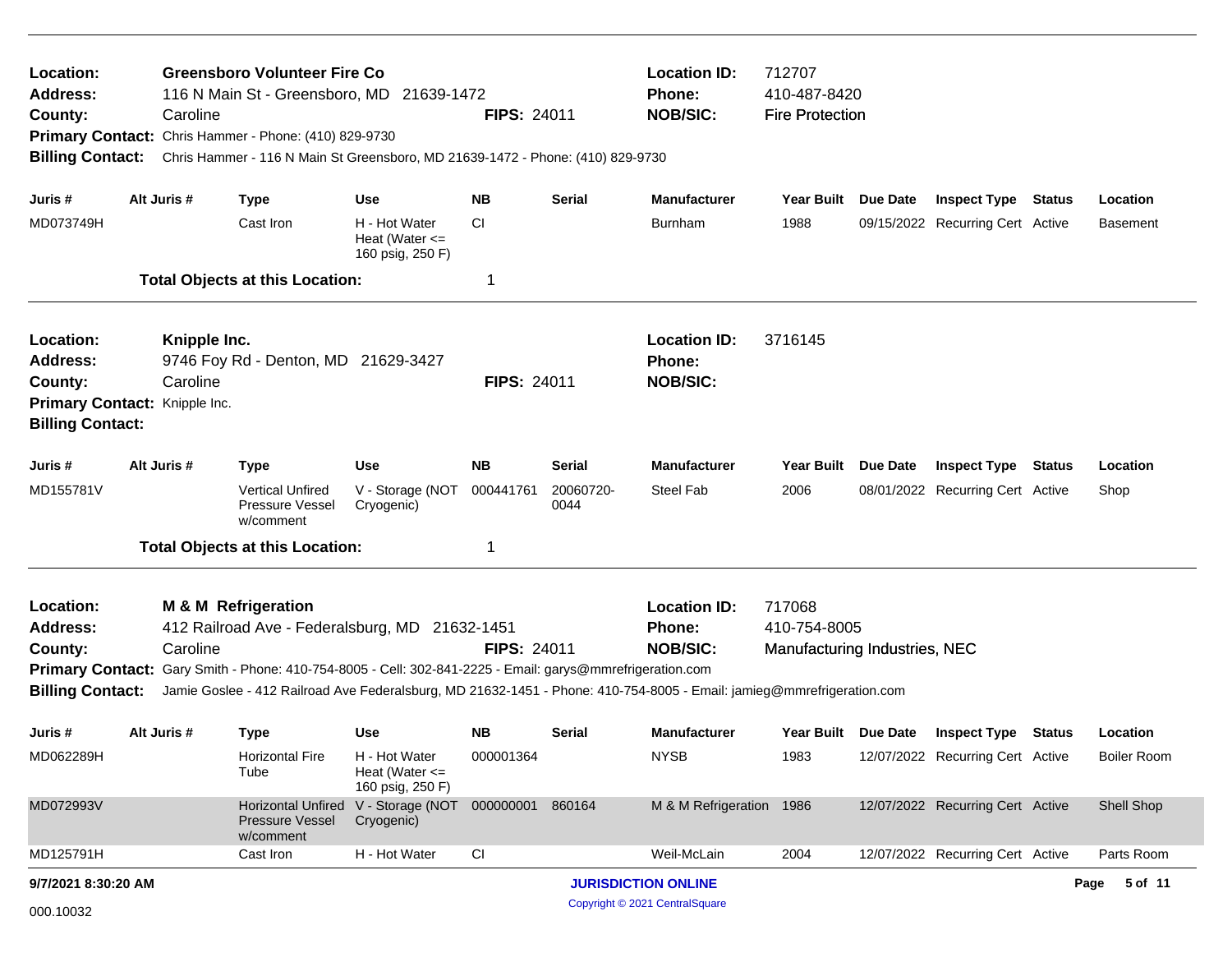**Location:** Greensboro Volunteer Fire Co
**Address:** 116 N Main St - Greensboro, MD 21639-1472
**County:** Caroline
**FIPS:** 24011
**Location ID:** 712707
**Phone:** 410-487-8420
**NOB/SIC:** Fire Protection
**Primary Contact:** Chris Hammer - Phone: (410) 829-9730
**Billing Contact:** Chris Hammer - 116 N Main St Greensboro, MD 21639-1472 - Phone: (410) 829-9730

| Juris # | Alt Juris # | Type | Use | NB | Serial | Manufacturer | Year Built | Due Date | Inspect Type | Status | Location |
|---|---|---|---|---|---|---|---|---|---|---|---|
| MD073749H | | Cast Iron | H - Hot Water Heat (Water <= 160 psig, 250 F) | CI | | Burnham | 1988 | 09/15/2022 | Recurring Cert | Active | Basement |

**Total Objects at this Location:** 1

---

**Location:** Knipple Inc.
**Address:** 9746 Foy Rd - Denton, MD 21629-3427
**County:** Caroline
**FIPS:** 24011
**Location ID:** 3716145
**Phone:**
**NOB/SIC:**
**Primary Contact:** Knipple Inc.
**Billing Contact:**

| Juris # | Alt Juris # | Type | Use | NB | Serial | Manufacturer | Year Built | Due Date | Inspect Type | Status | Location |
|---|---|---|---|---|---|---|---|---|---|---|---|
| MD155781V | | Vertical Unfired Pressure Vessel w/comment | V - Storage (NOT Cryogenic) | 000441761 | 20060720-0044 | Steel Fab | 2006 | 08/01/2022 | Recurring Cert | Active | Shop |

**Total Objects at this Location:** 1

---

**Location:** M & M Refrigeration
**Address:** 412 Railroad Ave - Federalsburg, MD 21632-1451
**County:** Caroline
**FIPS:** 24011
**Location ID:** 717068
**Phone:** 410-754-8005
**NOB/SIC:** Manufacturing Industries, NEC
**Primary Contact:** Gary Smith - Phone: 410-754-8005 - Cell: 302-841-2225 - Email: garys@mmrefrigeration.com
**Billing Contact:** Jamie Goslee - 412 Railroad Ave Federalsburg, MD 21632-1451 - Phone: 410-754-8005 - Email: jamieg@mmrefrigeration.com

| Juris # | Alt Juris # | Type | Use | NB | Serial | Manufacturer | Year Built | Due Date | Inspect Type | Status | Location |
|---|---|---|---|---|---|---|---|---|---|---|---|
| MD062289H | | Horizontal Fire Tube | H - Hot Water Heat (Water <= 160 psig, 250 F) | 000001364 | | NYSB | 1983 | 12/07/2022 | Recurring Cert | Active | Boiler Room |
| MD072993V | | Horizontal Unfired Pressure Vessel w/comment | V - Storage (NOT Cryogenic) | 000000001 | 860164 | M & M Refrigeration | 1986 | 12/07/2022 | Recurring Cert | Active | Shell Shop |
| MD125791H | | Cast Iron | H - Hot Water | CI | | Weil-McLain | 2004 | 12/07/2022 | Recurring Cert | Active | Parts Room |

9/7/2021 8:30:20 AM

JURISDICTION ONLINE

Copyright © 2021 CentralSquare

000.10032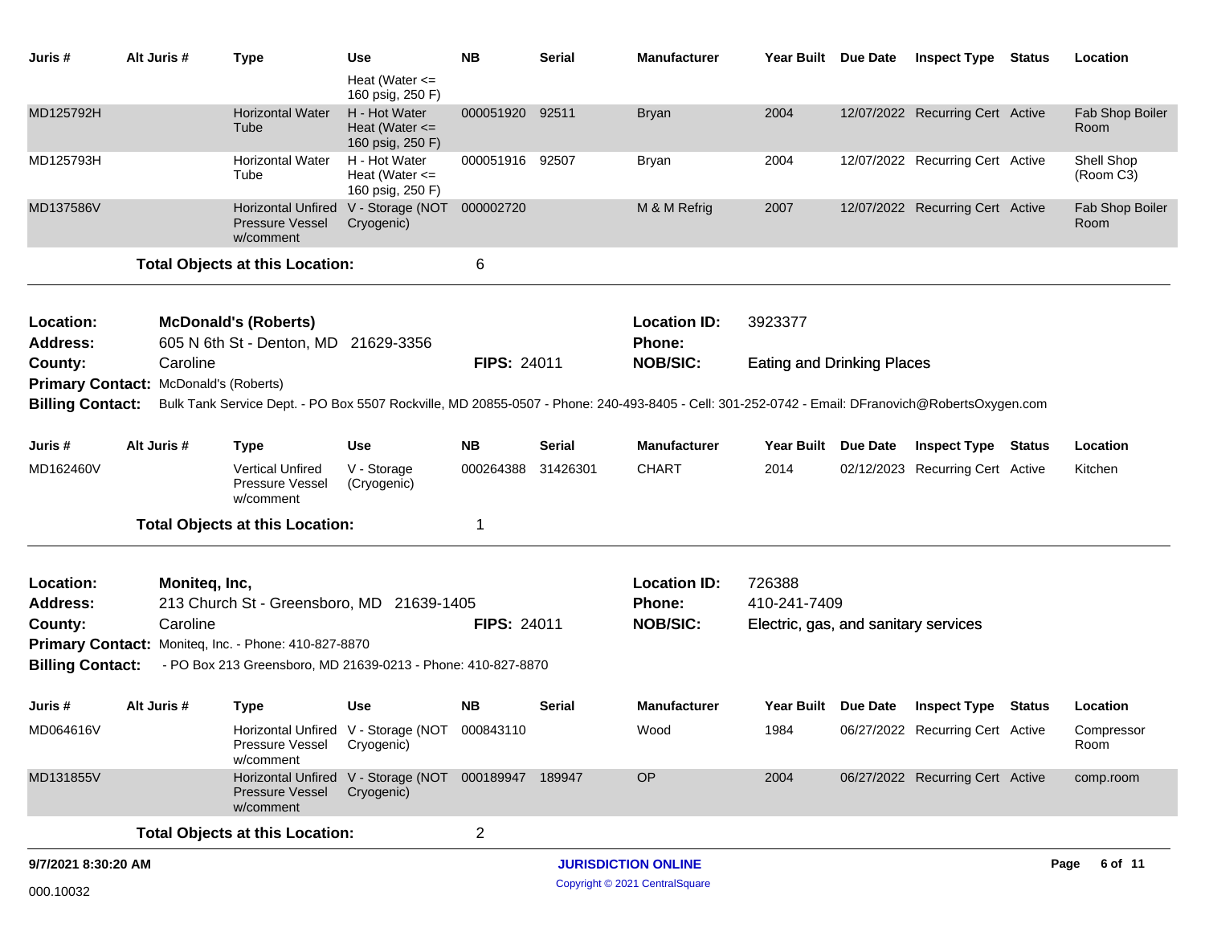| Juris # | Alt Juris # | Type | Use | NB | Serial | Manufacturer | Year Built | Due Date | Inspect Type | Status | Location |
|---|---|---|---|---|---|---|---|---|---|---|---|
| | | | Heat (Water <= 160 psig, 250 F) | | | | | | | | |
| MD125792H | | Horizontal Water Tube | H - Hot Water Heat (Water <= 160 psig, 250 F) | 000051920 | 92511 | Bryan | 2004 | 12/07/2022 | Recurring Cert | Active | Fab Shop Boiler Room |
| MD125793H | | Horizontal Water Tube | H - Hot Water Heat (Water <= 160 psig, 250 F) | 000051916 | 92507 | Bryan | 2004 | 12/07/2022 | Recurring Cert | Active | Shell Shop (Room C3) |
| MD137586V | | Horizontal Unfired Pressure Vessel w/comment | V - Storage (NOT Cryogenic) | 000002720 | | M & M Refrig | 2007 | 12/07/2022 | Recurring Cert | Active | Fab Shop Boiler Room |

**Total Objects at this Location:** 6

**Location:** McDonald's (Roberts)
**Location ID:** 3923377
**Address:** 605 N 6th St - Denton, MD 21629-3356
**Phone:**
**County:** Caroline
**FIPS:** 24011
**NOB/SIC:** Eating and Drinking Places
**Primary Contact:** McDonald's (Roberts)
**Billing Contact:** Bulk Tank Service Dept. - PO Box 5507 Rockville, MD 20855-0507 - Phone: 240-493-8405 - Cell: 301-252-0742 - Email: DFranovich@RobertsOxygen.com

| Juris # | Alt Juris # | Type | Use | NB | Serial | Manufacturer | Year Built | Due Date | Inspect Type | Status | Location |
|---|---|---|---|---|---|---|---|---|---|---|---|
| MD162460V | | Vertical Unfired Pressure Vessel w/comment | V - Storage (Cryogenic) | 000264388 | 31426301 | CHART | 2014 | 02/12/2023 | Recurring Cert | Active | Kitchen |

**Total Objects at this Location:** 1

**Location:** Moniteq, Inc,
**Location ID:** 726388
**Address:** 213 Church St - Greensboro, MD 21639-1405
**Phone:** 410-241-7409
**County:** Caroline
**FIPS:** 24011
**NOB/SIC:** Electric, gas, and sanitary services
**Primary Contact:** Moniteq, Inc. - Phone: 410-827-8870
**Billing Contact:** - PO Box 213 Greensboro, MD 21639-0213 - Phone: 410-827-8870

| Juris # | Alt Juris # | Type | Use | NB | Serial | Manufacturer | Year Built | Due Date | Inspect Type | Status | Location |
|---|---|---|---|---|---|---|---|---|---|---|---|
| MD064616V | | Horizontal Unfired Pressure Vessel w/comment | V - Storage (NOT Cryogenic) | 000843110 | | Wood | 1984 | 06/27/2022 | Recurring Cert | Active | Compressor Room |
| MD131855V | | Horizontal Unfired Pressure Vessel w/comment | V - Storage (NOT Cryogenic) | 000189947 | 189947 | OP | 2004 | 06/27/2022 | Recurring Cert | Active | comp.room |

**Total Objects at this Location:** 2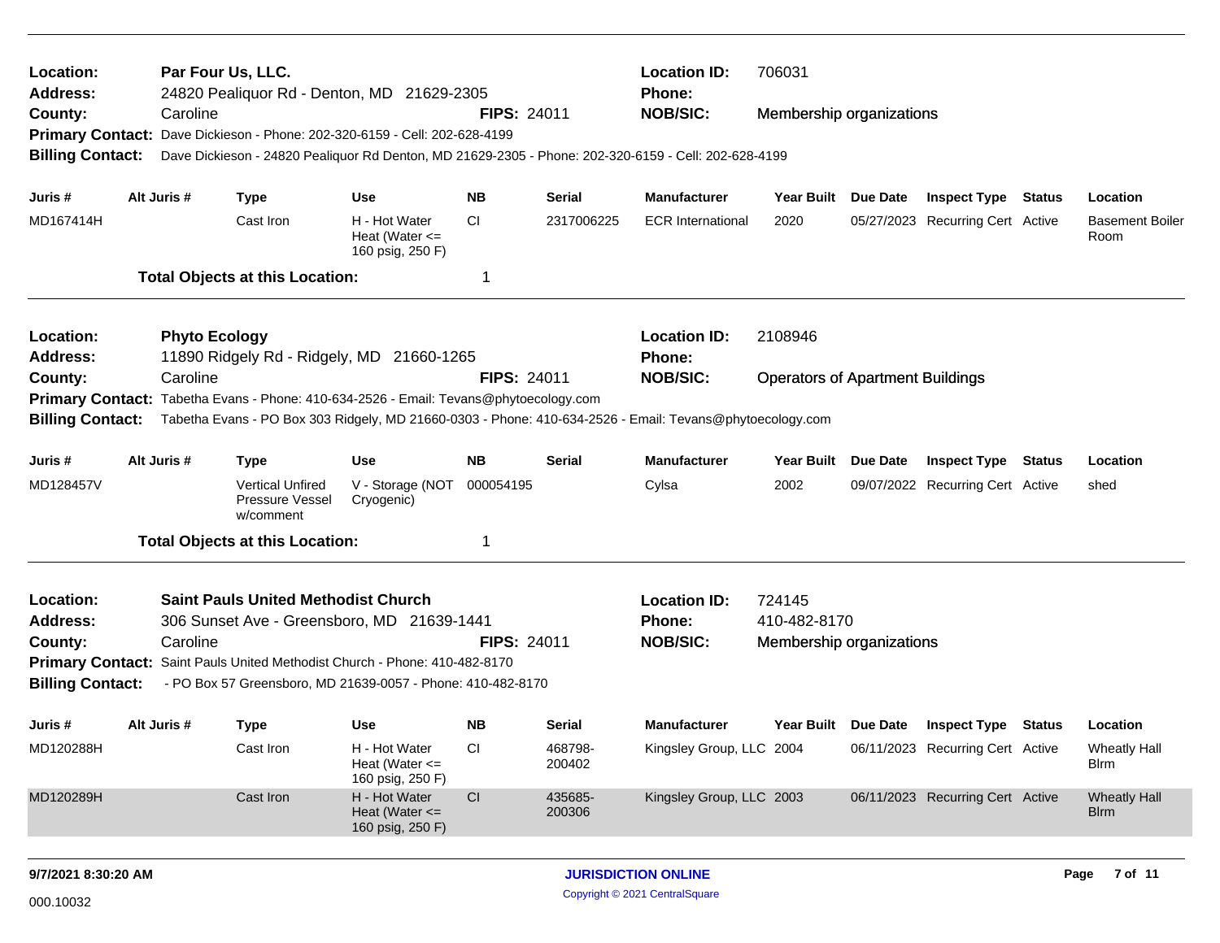**Location:** **Par Four Us, LLC.**
**Address:** 24820 Pealiquor Rd - Denton, MD 21629-2305
**County:** Caroline **FIPS:** 24011
**Location ID:** 706031
**Phone:**
**NOB/SIC:** Membership organizations
**Primary Contact:** Dave Dickieson - Phone: 202-320-6159 - Cell: 202-628-4199
**Billing Contact:** Dave Dickieson - 24820 Pealiquor Rd Denton, MD 21629-2305 - Phone: 202-320-6159 - Cell: 202-628-4199

| Juris # | Alt Juris # | Type | Use | NB | Serial | Manufacturer | Year Built | Due Date | Inspect Type | Status | Location |
|---|---|---|---|---|---|---|---|---|---|---|---|
| MD167414H | | Cast Iron | H - Hot Water Heat (Water <= 160 psig, 250 F) | CI | 2317006225 | ECR International | 2020 | 05/27/2023 | Recurring Cert | Active | Basement Boiler Room |

**Total Objects at this Location:** 1

---

**Location:** **Phyto Ecology**
**Address:** 11890 Ridgely Rd - Ridgely, MD 21660-1265
**County:** Caroline **FIPS:** 24011
**Location ID:** 2108946
**Phone:**
**NOB/SIC:** Operators of Apartment Buildings
**Primary Contact:** Tabetha Evans - Phone: 410-634-2526 - Email: Tevans@phytoecology.com
**Billing Contact:** Tabetha Evans - PO Box 303 Ridgely, MD 21660-0303 - Phone: 410-634-2526 - Email: Tevans@phytoecology.com

| Juris # | Alt Juris # | Type | Use | NB | Serial | Manufacturer | Year Built | Due Date | Inspect Type | Status | Location |
|---|---|---|---|---|---|---|---|---|---|---|---|
| MD128457V | | Vertical Unfired Pressure Vessel w/comment | V - Storage (NOT Cryogenic) | 000054195 | | Cylsa | 2002 | 09/07/2022 | Recurring Cert | Active | shed |

**Total Objects at this Location:** 1

---

**Location:** **Saint Pauls United Methodist Church**
**Address:** 306 Sunset Ave - Greensboro, MD 21639-1441
**County:** Caroline **FIPS:** 24011
**Location ID:** 724145
**Phone:** 410-482-8170
**NOB/SIC:** Membership organizations
**Primary Contact:** Saint Pauls United Methodist Church - Phone: 410-482-8170
**Billing Contact:** - PO Box 57 Greensboro, MD 21639-0057 - Phone: 410-482-8170

| Juris # | Alt Juris # | Type | Use | NB | Serial | Manufacturer | Year Built | Due Date | Inspect Type | Status | Location |
|---|---|---|---|---|---|---|---|---|---|---|---|
| MD120288H | | Cast Iron | H - Hot Water Heat (Water <= 160 psig, 250 F) | CI | 468798-200402 | Kingsley Group, LLC | 2004 | 06/11/2023 | Recurring Cert | Active | Wheatly Hall Blrm |
| MD120289H | | Cast Iron | H - Hot Water Heat (Water <= 160 psig, 250 F) | CI | 435685-200306 | Kingsley Group, LLC | 2003 | 06/11/2023 | Recurring Cert | Active | Wheatly Hall Blrm |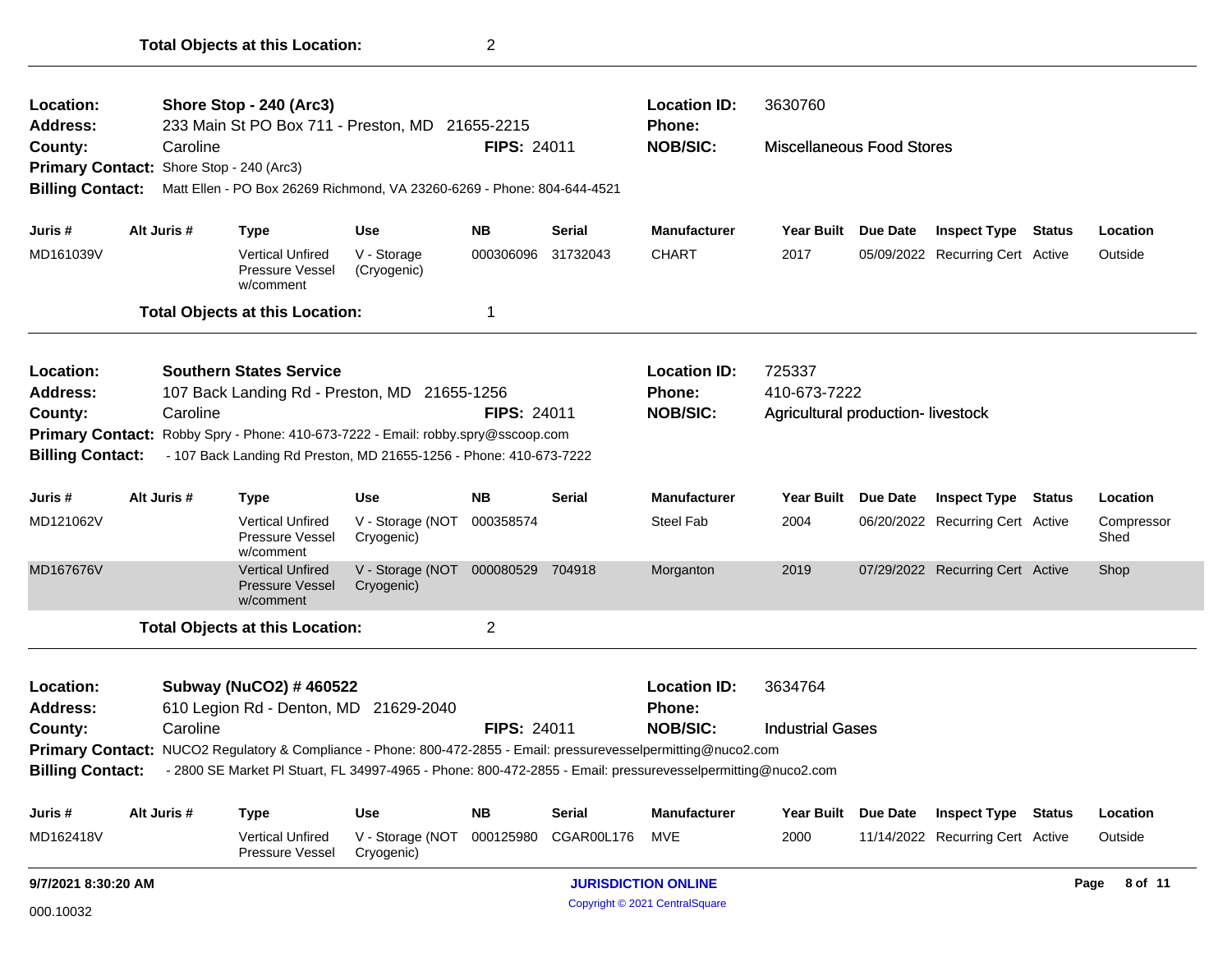**Total Objects at this Location:** 2

---

**Location:** Shore Stop - 240 (Arc3)
**Address:** 233 Main St PO Box 711 - Preston, MD 21655-2215
**County:** Caroline
**FIPS:** 24011
**Location ID:** 3630760
**Phone:**
**NOB/SIC:** Miscellaneous Food Stores
**Primary Contact:** Shore Stop - 240 (Arc3)
**Billing Contact:** Matt Ellen - PO Box 26269 Richmond, VA 23260-6269 - Phone: 804-644-4521

| Juris # | Alt Juris # | Type | Use | NB | Serial | Manufacturer | Year Built | Due Date | Inspect Type | Status | Location |
|---|---|---|---|---|---|---|---|---|---|---|---|
| MD161039V | | Vertical Unfired Pressure Vessel w/comment | V - Storage (Cryogenic) | 000306096 | 31732043 | CHART | 2017 | 05/09/2022 | Recurring Cert | Active | Outside |

**Total Objects at this Location:** 1

---

**Location:** Southern States Service
**Address:** 107 Back Landing Rd - Preston, MD 21655-1256
**County:** Caroline
**FIPS:** 24011
**Location ID:** 725337
**Phone:** 410-673-7222
**NOB/SIC:** Agricultural production- livestock
**Primary Contact:** Robby Spry - Phone: 410-673-7222 - Email: robby.spry@sscoop.com
**Billing Contact:** - 107 Back Landing Rd Preston, MD 21655-1256 - Phone: 410-673-7222

| Juris # | Alt Juris # | Type | Use | NB | Serial | Manufacturer | Year Built | Due Date | Inspect Type | Status | Location |
|---|---|---|---|---|---|---|---|---|---|---|---|
| MD121062V | | Vertical Unfired Pressure Vessel w/comment | V - Storage (NOT Cryogenic) | 000358574 | | Steel Fab | 2004 | 06/20/2022 | Recurring Cert | Active | Compressor Shed |
| MD167676V | | Vertical Unfired Pressure Vessel w/comment | V - Storage (NOT Cryogenic) | 000080529 | 704918 | Morganton | 2019 | 07/29/2022 | Recurring Cert | Active | Shop |

**Total Objects at this Location:** 2

---

**Location:** Subway (NuCO2) # 460522
**Address:** 610 Legion Rd - Denton, MD 21629-2040
**County:** Caroline
**FIPS:** 24011
**Location ID:** 3634764
**Phone:**
**NOB/SIC:** Industrial Gases
**Primary Contact:** NUCO2 Regulatory & Compliance - Phone: 800-472-2855 - Email: pressurevesselpermitting@nuco2.com
**Billing Contact:** - 2800 SE Market Pl Stuart, FL 34997-4965 - Phone: 800-472-2855 - Email: pressurevesselpermitting@nuco2.com

| Juris # | Alt Juris # | Type | Use | NB | Serial | Manufacturer | Year Built | Due Date | Inspect Type | Status | Location |
|---|---|---|---|---|---|---|---|---|---|---|---|
| MD162418V | | Vertical Unfired Pressure Vessel | V - Storage (NOT Cryogenic) | 000125980 | CGAR00L176 | MVE | 2000 | 11/14/2022 | Recurring Cert | Active | Outside |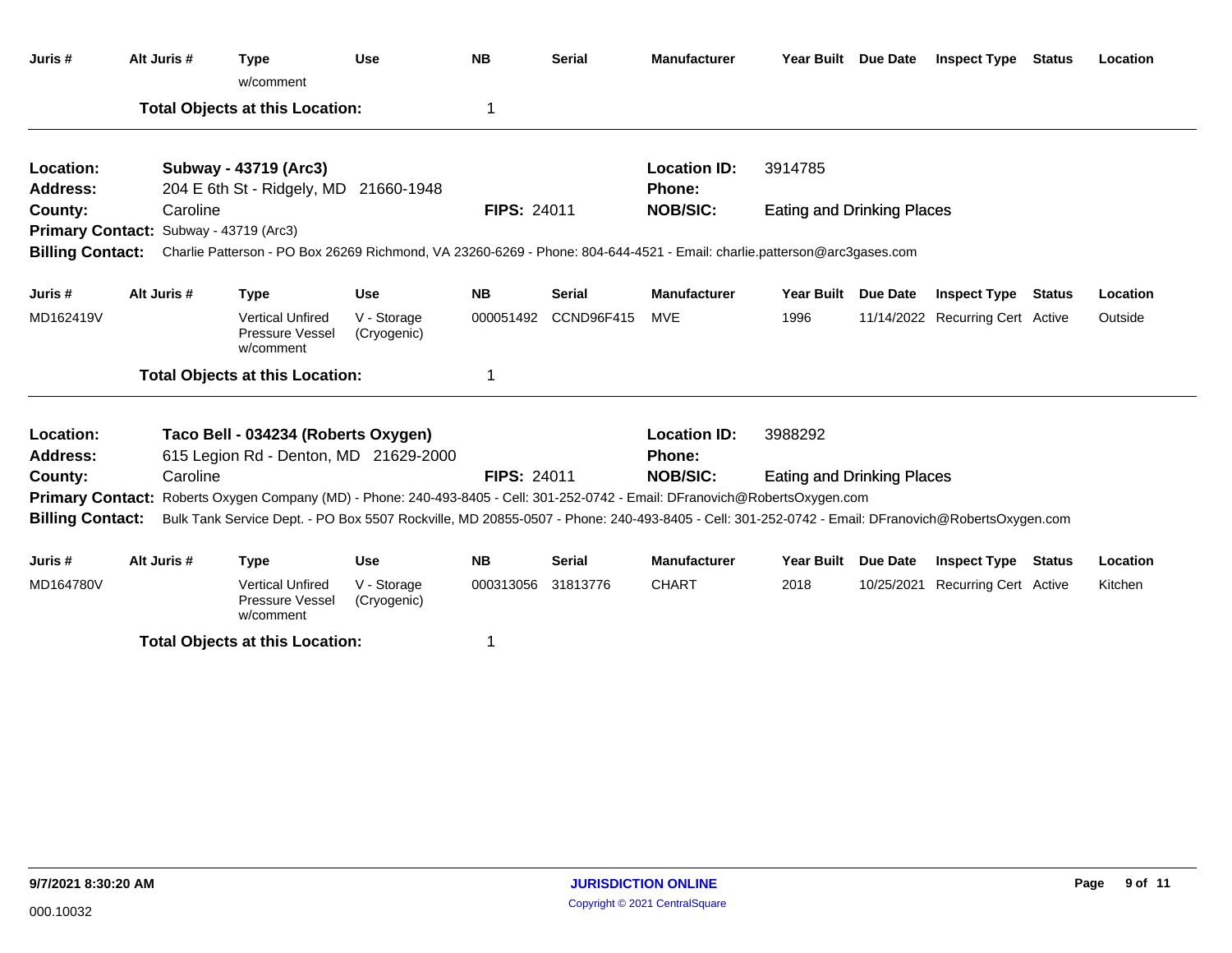| Juris # | Alt Juris # | Type w/comment | Use | NB | Serial | Manufacturer | Year Built | Due Date | Inspect Type | Status | Location |
|---|---|---|---|---|---|---|---|---|---|---|---|

**Total Objects at this Location:** 1

---

**Location:** **Subway - 43719 (Arc3)**
**Location ID:** 3914785
**Address:** 204 E 6th St - Ridgely, MD 21660-1948
**Phone:**
**County:** Caroline
**FIPS:** 24011
**NOB/SIC:** Eating and Drinking Places
**Primary Contact:** Subway - 43719 (Arc3)
**Billing Contact:** Charlie Patterson - PO Box 26269 Richmond, VA 23260-6269 - Phone: 804-644-4521 - Email: charlie.patterson@arc3gases.com

| Juris # | Alt Juris # | Type | Use | NB | Serial | Manufacturer | Year Built | Due Date | Inspect Type | Status | Location |
|---|---|---|---|---|---|---|---|---|---|---|---|
| MD162419V | | Vertical Unfired Pressure Vessel w/comment | V - Storage (Cryogenic) | 000051492 | CCND96F415 | MVE | 1996 | 11/14/2022 | Recurring Cert | Active | Outside |

**Total Objects at this Location:** 1

---

**Location:** **Taco Bell - 034234 (Roberts Oxygen)**
**Location ID:** 3988292
**Address:** 615 Legion Rd - Denton, MD 21629-2000
**Phone:**
**County:** Caroline
**FIPS:** 24011
**NOB/SIC:** Eating and Drinking Places
**Primary Contact:** Roberts Oxygen Company (MD) - Phone: 240-493-8405 - Cell: 301-252-0742 - Email: DFranovich@RobertsOxygen.com
**Billing Contact:** Bulk Tank Service Dept. - PO Box 5507 Rockville, MD 20855-0507 - Phone: 240-493-8405 - Cell: 301-252-0742 - Email: DFranovich@RobertsOxygen.com

| Juris # | Alt Juris # | Type | Use | NB | Serial | Manufacturer | Year Built | Due Date | Inspect Type | Status | Location |
|---|---|---|---|---|---|---|---|---|---|---|---|
| MD164780V | | Vertical Unfired Pressure Vessel w/comment | V - Storage (Cryogenic) | 000313056 | 31813776 | CHART | 2018 | 10/25/2021 | Recurring Cert | Active | Kitchen |

**Total Objects at this Location:** 1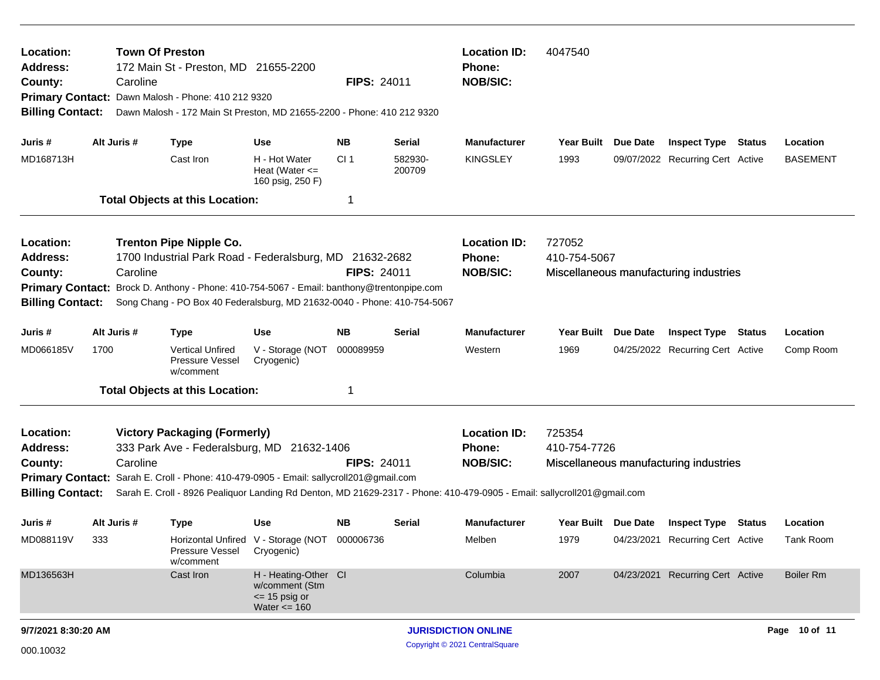**Location:** Town Of Preston
**Address:** 172 Main St - Preston, MD 21655-2200
**County:** Caroline
**FIPS:** 24011
**Location ID:** 4047540
**Phone:**
**NOB/SIC:**
**Primary Contact:** Dawn Malosh - Phone: 410 212 9320
**Billing Contact:** Dawn Malosh - 172 Main St Preston, MD 21655-2200 - Phone: 410 212 9320

| Juris # | Alt Juris # | Type | Use | NB | Serial | Manufacturer | Year Built | Due Date | Inspect Type | Status | Location |
|---|---|---|---|---|---|---|---|---|---|---|---|
| MD168713H | | Cast Iron | H - Hot Water Heat (Water <= 160 psig, 250 F) | CI 1 | 582930-200709 | KINGSLEY | 1993 | 09/07/2022 | Recurring Cert | Active | BASEMENT |

**Total Objects at this Location:** 1

---

**Location:** Trenton Pipe Nipple Co.
**Address:** 1700 Industrial Park Road - Federalsburg, MD 21632-2682
**County:** Caroline
**FIPS:** 24011
**Location ID:** 727052
**Phone:** 410-754-5067
**NOB/SIC:** Miscellaneous manufacturing industries
**Primary Contact:** Brock D. Anthony - Phone: 410-754-5067 - Email: banthony@trentonpipe.com
**Billing Contact:** Song Chang - PO Box 40 Federalsburg, MD 21632-0040 - Phone: 410-754-5067

| Juris # | Alt Juris # | Type | Use | NB | Serial | Manufacturer | Year Built | Due Date | Inspect Type | Status | Location |
|---|---|---|---|---|---|---|---|---|---|---|---|
| MD066185V | 1700 | Vertical Unfired Pressure Vessel w/comment | V - Storage (NOT Cryogenic) | 000089959 | | Western | 1969 | 04/25/2022 | Recurring Cert | Active | Comp Room |

**Total Objects at this Location:** 1

---

**Location:** Victory Packaging (Formerly)
**Address:** 333 Park Ave - Federalsburg, MD 21632-1406
**County:** Caroline
**FIPS:** 24011
**Location ID:** 725354
**Phone:** 410-754-7726
**NOB/SIC:** Miscellaneous manufacturing industries
**Primary Contact:** Sarah E. Croll - Phone: 410-479-0905 - Email: sallycroll201@gmail.com
**Billing Contact:** Sarah E. Croll - 8926 Pealiquor Landing Rd Denton, MD 21629-2317 - Phone: 410-479-0905 - Email: sallycroll201@gmail.com

| Juris # | Alt Juris # | Type | Use | NB | Serial | Manufacturer | Year Built | Due Date | Inspect Type | Status | Location |
|---|---|---|---|---|---|---|---|---|---|---|---|
| MD088119V | 333 | Horizontal Unfired Pressure Vessel w/comment | V - Storage (NOT Cryogenic) | 000006736 | | Melben | 1979 | 04/23/2021 | Recurring Cert | Active | Tank Room |
| MD136563H | | Cast Iron | H - Heating-Other w/comment (Stm <= 15 psig or Water <= 160 | CI | | Columbia | 2007 | 04/23/2021 | Recurring Cert | Active | Boiler Rm |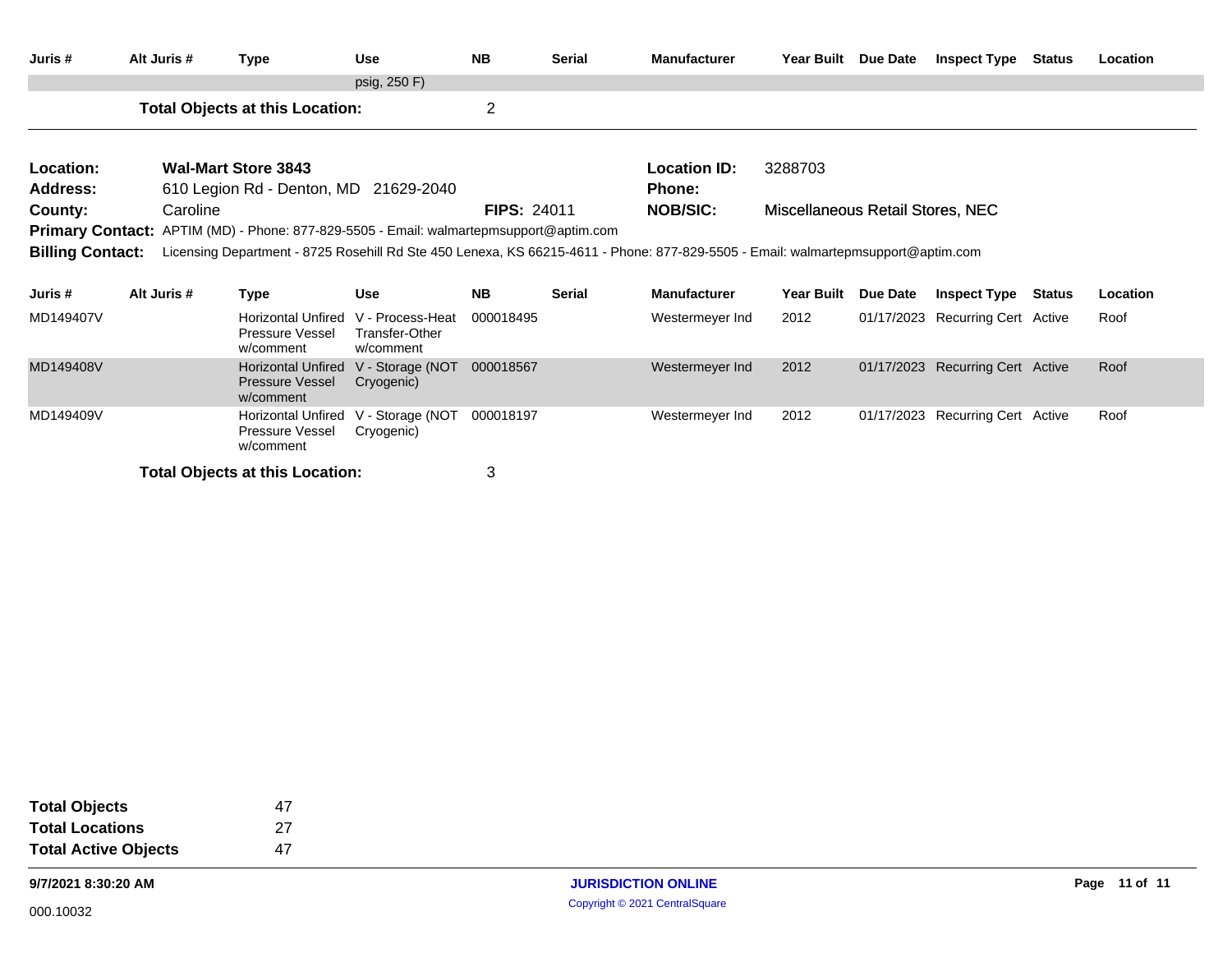| Juris # | Alt Juris # | Type | Use | NB | Serial | Manufacturer | Year Built | Due Date | Inspect Type | Status | Location |
|---|---|---|---|---|---|---|---|---|---|---|---|
| | | | psig, 250 F) | | | | | | | | |

**Total Objects at this Location:** 2

---

**Location:** **Wal-Mart Store 3843**
**Address:** 610 Legion Rd - Denton, MD 21629-2040
**County:** Caroline
**FIPS:** 24011
**Location ID:** 3288703
**Phone:**
**NOB/SIC:** Miscellaneous Retail Stores, NEC
**Primary Contact:** APTIM (MD) - Phone: 877-829-5505 - Email: walmartepmsupport@aptim.com
**Billing Contact:** Licensing Department - 8725 Rosehill Rd Ste 450 Lenexa, KS 66215-4611 - Phone: 877-829-5505 - Email: walmartepmsupport@aptim.com

| Juris # | Alt Juris # | Type | Use | NB | Serial | Manufacturer | Year Built | Due Date | Inspect Type | Status | Location |
|---|---|---|---|---|---|---|---|---|---|---|---|
| MD149407V | | Horizontal Unfired Pressure Vessel w/comment | V - Process-Heat Transfer-Other w/comment | 000018495 | | Westermeyer Ind | 2012 | 01/17/2023 | Recurring Cert | Active | Roof |
| MD149408V | | Horizontal Unfired Pressure Vessel w/comment | V - Storage (NOT Cryogenic) | 000018567 | | Westermeyer Ind | 2012 | 01/17/2023 | Recurring Cert | Active | Roof |
| MD149409V | | Horizontal Unfired Pressure Vessel w/comment | V - Storage (NOT Cryogenic) | 000018197 | | Westermeyer Ind | 2012 | 01/17/2023 | Recurring Cert | Active | Roof |

**Total Objects at this Location:** 3

**Total Objects** 47
**Total Locations** 27
**Total Active Objects** 47

**9/7/2021 8:30:20 AM**

000.10032

**JURISDICTION ONLINE**
Copyright © 2021 CentralSquare